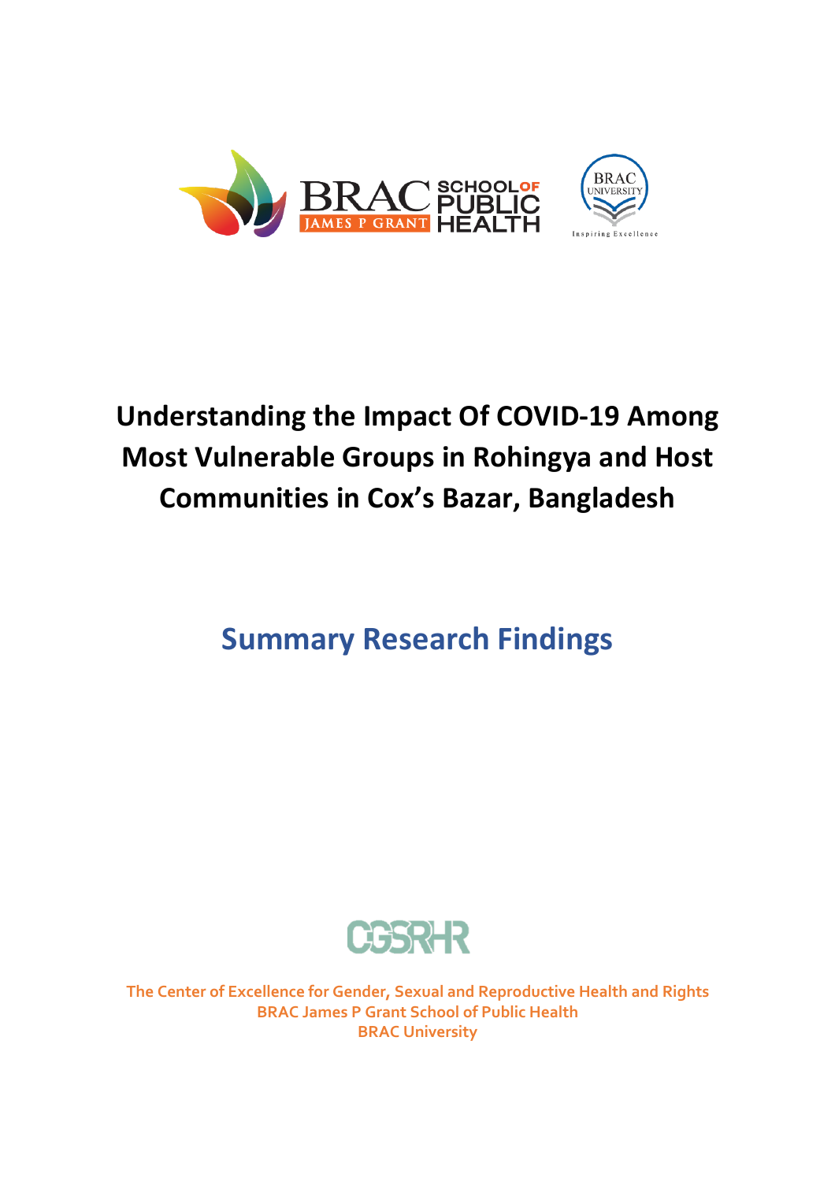# Understanding the Impact Of COVID-19 Among Most Vulnerable Groups in Rohingya and Host Communities in Cox's Bazar, Bangladesh

## Summary Research Findings

CGSRHR

The Center of Excellence for Gender, Sexual and Reproductive Health and Rights
BRAC James P Grant School of Public Health
BRAC University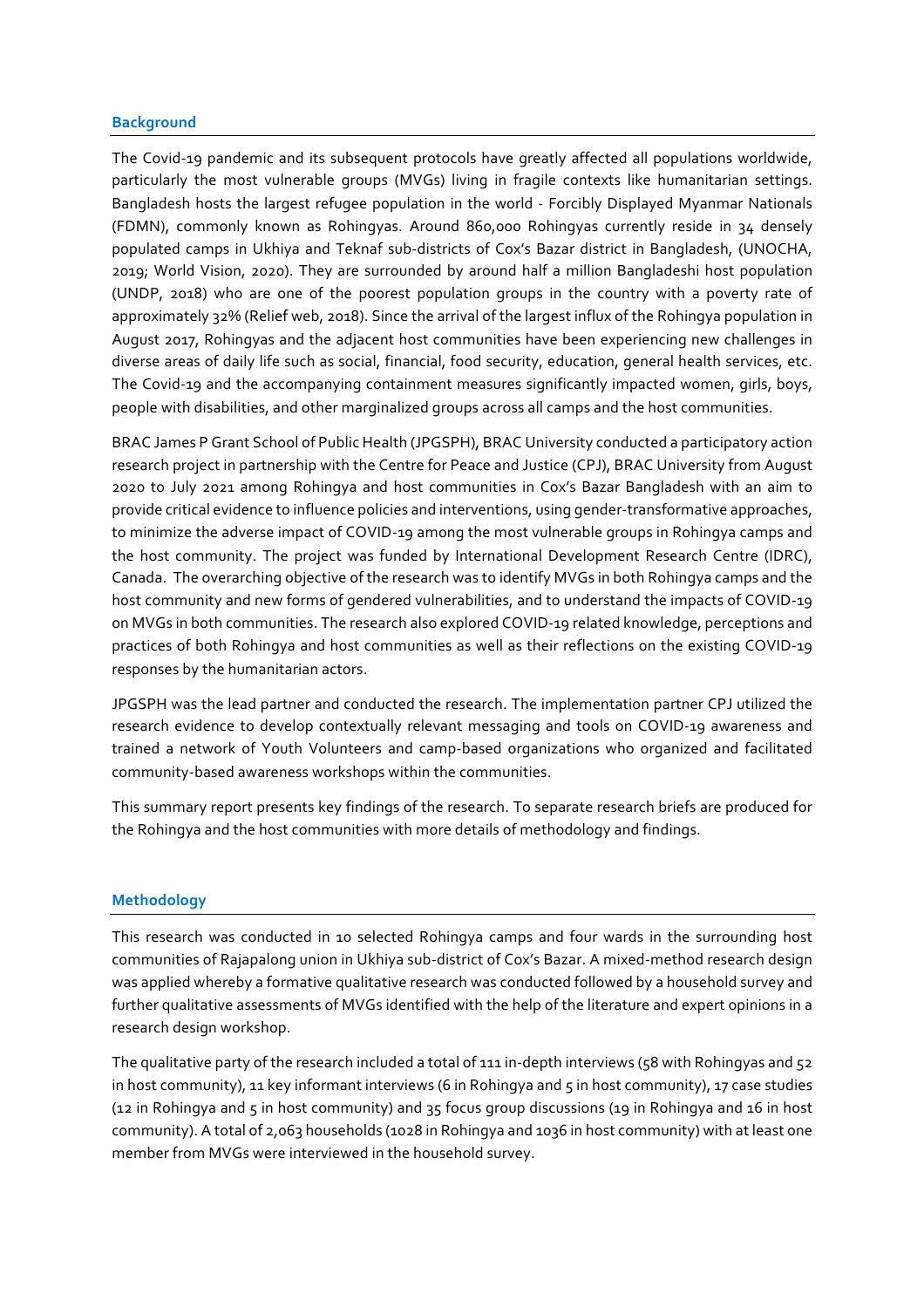## Background

The Covid-19 pandemic and its subsequent protocols have greatly affected all populations worldwide, particularly the most vulnerable groups (MVGs) living in fragile contexts like humanitarian settings. Bangladesh hosts the largest refugee population in the world - Forcibly Displayed Myanmar Nationals (FDMN), commonly known as Rohingyas. Around 860,000 Rohingyas currently reside in 34 densely populated camps in Ukhiya and Teknaf sub-districts of Cox's Bazar district in Bangladesh, (UNOCHA, 2019; World Vision, 2020). They are surrounded by around half a million Bangladeshi host population (UNDP, 2018) who are one of the poorest population groups in the country with a poverty rate of approximately 32% (Relief web, 2018). Since the arrival of the largest influx of the Rohingya population in August 2017, Rohingyas and the adjacent host communities have been experiencing new challenges in diverse areas of daily life such as social, financial, food security, education, general health services, etc. The Covid-19 and the accompanying containment measures significantly impacted women, girls, boys, people with disabilities, and other marginalized groups across all camps and the host communities.

BRAC James P Grant School of Public Health (JPGSPH), BRAC University conducted a participatory action research project in partnership with the Centre for Peace and Justice (CPJ), BRAC University from August 2020 to July 2021 among Rohingya and host communities in Cox's Bazar Bangladesh with an aim to provide critical evidence to influence policies and interventions, using gender-transformative approaches, to minimize the adverse impact of COVID-19 among the most vulnerable groups in Rohingya camps and the host community. The project was funded by International Development Research Centre (IDRC), Canada. The overarching objective of the research was to identify MVGs in both Rohingya camps and the host community and new forms of gendered vulnerabilities, and to understand the impacts of COVID-19 on MVGs in both communities. The research also explored COVID-19 related knowledge, perceptions and practices of both Rohingya and host communities as well as their reflections on the existing COVID-19 responses by the humanitarian actors.

JPGSPH was the lead partner and conducted the research. The implementation partner CPJ utilized the research evidence to develop contextually relevant messaging and tools on COVID-19 awareness and trained a network of Youth Volunteers and camp-based organizations who organized and facilitated community-based awareness workshops within the communities.

This summary report presents key findings of the research. To separate research briefs are produced for the Rohingya and the host communities with more details of methodology and findings.

## Methodology

This research was conducted in 10 selected Rohingya camps and four wards in the surrounding host communities of Rajapalong union in Ukhiya sub-district of Cox's Bazar. A mixed-method research design was applied whereby a formative qualitative research was conducted followed by a household survey and further qualitative assessments of MVGs identified with the help of the literature and expert opinions in a research design workshop.

The qualitative party of the research included a total of 111 in-depth interviews (58 with Rohingyas and 52 in host community), 11 key informant interviews (6 in Rohingya and 5 in host community), 17 case studies (12 in Rohingya and 5 in host community) and 35 focus group discussions (19 in Rohingya and 16 in host community). A total of 2,063 households (1028 in Rohingya and 1036 in host community) with at least one member from MVGs were interviewed in the household survey.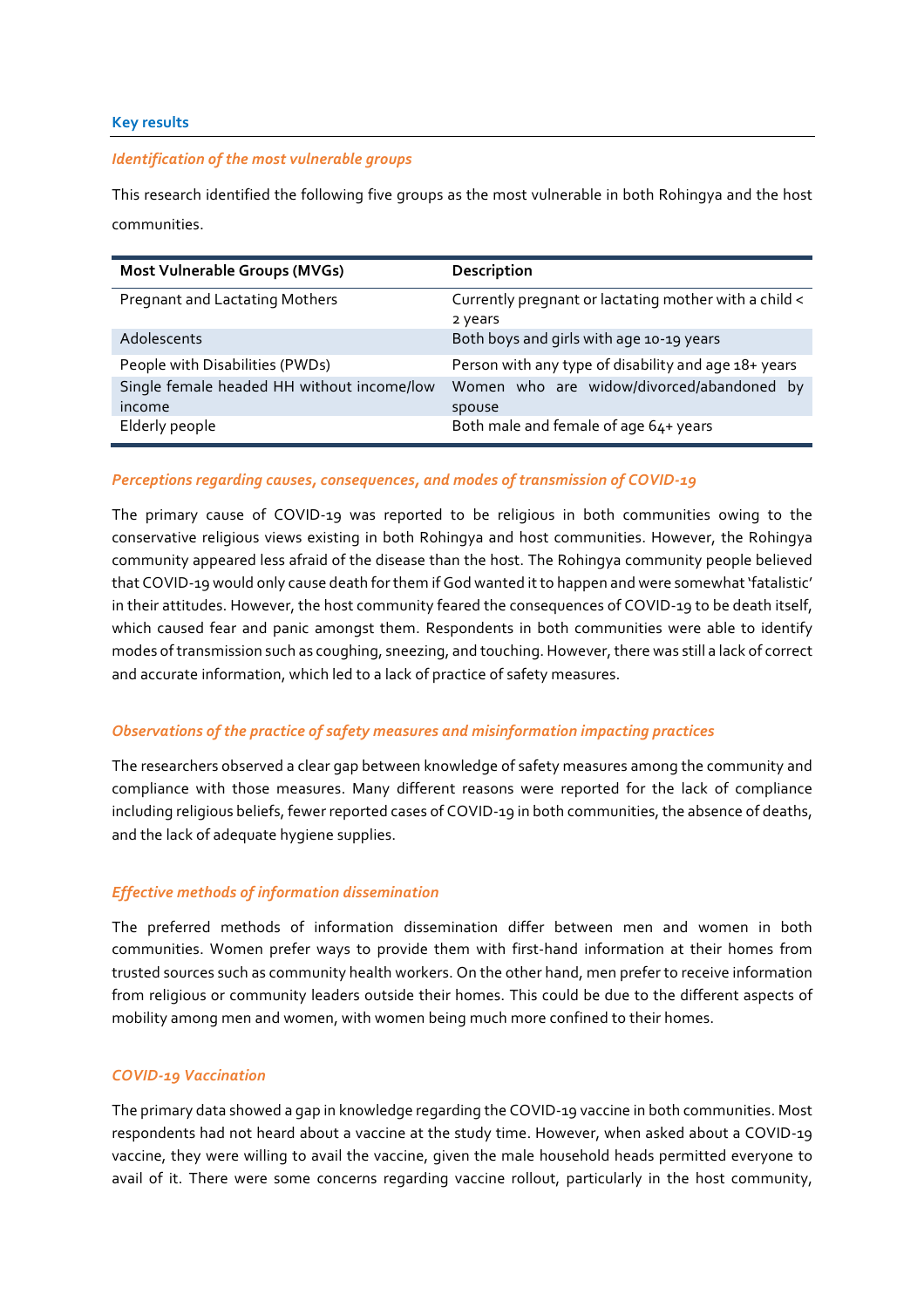### Key results

#### *Identification of the most vulnerable groups*

This research identified the following five groups as the most vulnerable in both Rohingya and the host communities.

| Most Vulnerable Groups (MVGs) | Description |
|---|---|
| Pregnant and Lactating Mothers | Currently pregnant or lactating mother with a child < 2 years |
| Adolescents | Both boys and girls with age 10-19 years |
| People with Disabilities (PWDs) | Person with any type of disability and age 18+ years |
| Single female headed HH without income/low income | Women who are widow/divorced/abandoned by spouse |
| Elderly people | Both male and female of age 64+ years |

#### *Perceptions regarding causes, consequences, and modes of transmission of COVID-19*

The primary cause of COVID-19 was reported to be religious in both communities owing to the conservative religious views existing in both Rohingya and host communities. However, the Rohingya community appeared less afraid of the disease than the host. The Rohingya community people believed that COVID-19 would only cause death for them if God wanted it to happen and were somewhat 'fatalistic' in their attitudes. However, the host community feared the consequences of COVID-19 to be death itself, which caused fear and panic amongst them. Respondents in both communities were able to identify modes of transmission such as coughing, sneezing, and touching. However, there was still a lack of correct and accurate information, which led to a lack of practice of safety measures.

#### *Observations of the practice of safety measures and misinformation impacting practices*

The researchers observed a clear gap between knowledge of safety measures among the community and compliance with those measures. Many different reasons were reported for the lack of compliance including religious beliefs, fewer reported cases of COVID-19 in both communities, the absence of deaths, and the lack of adequate hygiene supplies.

#### *Effective methods of information dissemination*

The preferred methods of information dissemination differ between men and women in both communities. Women prefer ways to provide them with first-hand information at their homes from trusted sources such as community health workers. On the other hand, men prefer to receive information from religious or community leaders outside their homes. This could be due to the different aspects of mobility among men and women, with women being much more confined to their homes.

#### *COVID-19 Vaccination*

The primary data showed a gap in knowledge regarding the COVID-19 vaccine in both communities. Most respondents had not heard about a vaccine at the study time. However, when asked about a COVID-19 vaccine, they were willing to avail the vaccine, given the male household heads permitted everyone to avail of it. There were some concerns regarding vaccine rollout, particularly in the host community,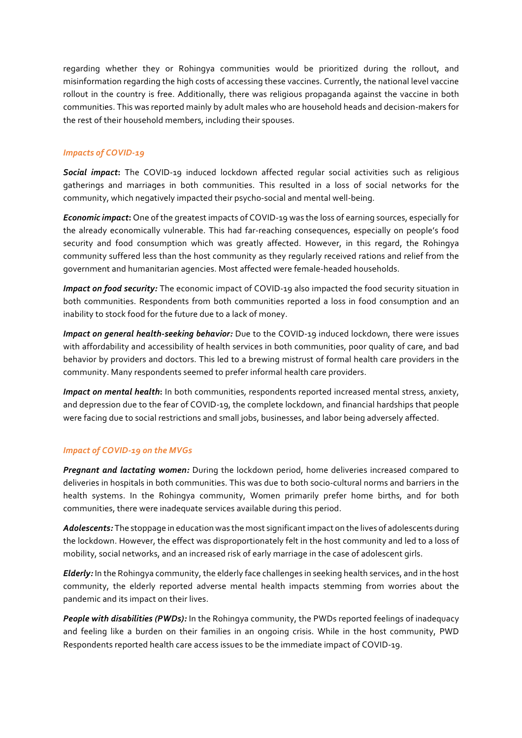regarding whether they or Rohingya communities would be prioritized during the rollout, and misinformation regarding the high costs of accessing these vaccines. Currently, the national level vaccine rollout in the country is free. Additionally, there was religious propaganda against the vaccine in both communities. This was reported mainly by adult males who are household heads and decision-makers for the rest of their household members, including their spouses.

### *Impacts of COVID-19*

***Social impact*:** The COVID-19 induced lockdown affected regular social activities such as religious gatherings and marriages in both communities. This resulted in a loss of social networks for the community, which negatively impacted their psycho-social and mental well-being.

***Economic impact*:** One of the greatest impacts of COVID-19 was the loss of earning sources, especially for the already economically vulnerable. This had far-reaching consequences, especially on people's food security and food consumption which was greatly affected. However, in this regard, the Rohingya community suffered less than the host community as they regularly received rations and relief from the government and humanitarian agencies. Most affected were female-headed households.

***Impact on food security:*** The economic impact of COVID-19 also impacted the food security situation in both communities. Respondents from both communities reported a loss in food consumption and an inability to stock food for the future due to a lack of money.

***Impact on general health-seeking behavior:*** Due to the COVID-19 induced lockdown, there were issues with affordability and accessibility of health services in both communities, poor quality of care, and bad behavior by providers and doctors. This led to a brewing mistrust of formal health care providers in the community. Many respondents seemed to prefer informal health care providers.

***Impact on mental health*:** In both communities, respondents reported increased mental stress, anxiety, and depression due to the fear of COVID-19, the complete lockdown, and financial hardships that people were facing due to social restrictions and small jobs, businesses, and labor being adversely affected.

### *Impact of COVID-19 on the MVGs*

***Pregnant and lactating women:*** During the lockdown period, home deliveries increased compared to deliveries in hospitals in both communities. This was due to both socio-cultural norms and barriers in the health systems. In the Rohingya community, Women primarily prefer home births, and for both communities, there were inadequate services available during this period.

***Adolescents:*** The stoppage in education was the most significant impact on the lives of adolescents during the lockdown. However, the effect was disproportionately felt in the host community and led to a loss of mobility, social networks, and an increased risk of early marriage in the case of adolescent girls.

***Elderly:*** In the Rohingya community, the elderly face challenges in seeking health services, and in the host community, the elderly reported adverse mental health impacts stemming from worries about the pandemic and its impact on their lives.

***People with disabilities (PWDs):*** In the Rohingya community, the PWDs reported feelings of inadequacy and feeling like a burden on their families in an ongoing crisis. While in the host community, PWD Respondents reported health care access issues to be the immediate impact of COVID-19.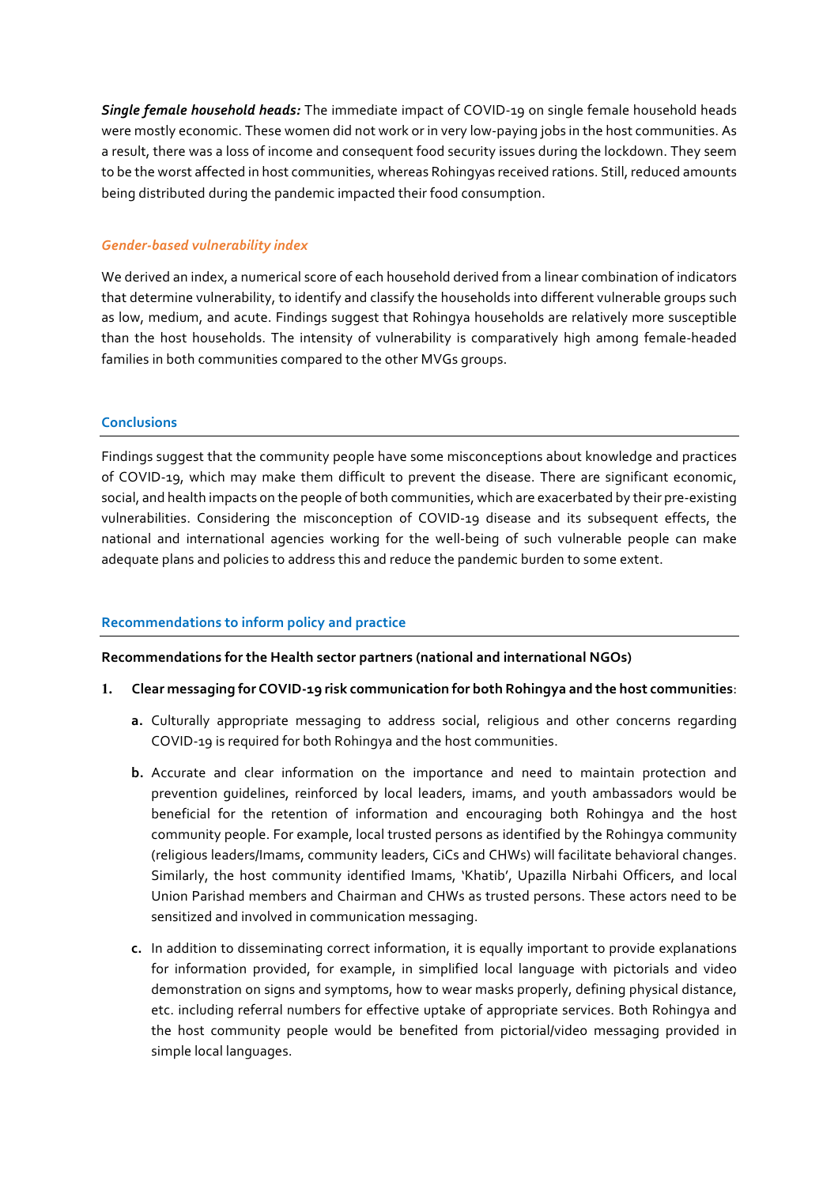***Single female household heads:*** The immediate impact of COVID-19 on single female household heads were mostly economic. These women did not work or in very low-paying jobs in the host communities. As a result, there was a loss of income and consequent food security issues during the lockdown. They seem to be the worst affected in host communities, whereas Rohingyas received rations. Still, reduced amounts being distributed during the pandemic impacted their food consumption.

### *Gender-based vulnerability index*

We derived an index, a numerical score of each household derived from a linear combination of indicators that determine vulnerability, to identify and classify the households into different vulnerable groups such as low, medium, and acute. Findings suggest that Rohingya households are relatively more susceptible than the host households. The intensity of vulnerability is comparatively high among female-headed families in both communities compared to the other MVGs groups.

## Conclusions

Findings suggest that the community people have some misconceptions about knowledge and practices of COVID-19, which may make them difficult to prevent the disease. There are significant economic, social, and health impacts on the people of both communities, which are exacerbated by their pre-existing vulnerabilities. Considering the misconception of COVID-19 disease and its subsequent effects, the national and international agencies working for the well-being of such vulnerable people can make adequate plans and policies to address this and reduce the pandemic burden to some extent.

## Recommendations to inform policy and practice

**Recommendations for the Health sector partners (national and international NGOs)**

1. **Clear messaging for COVID-19 risk communication for both Rohingya and the host communities**:
   - **a.** Culturally appropriate messaging to address social, religious and other concerns regarding COVID-19 is required for both Rohingya and the host communities.
   - **b.** Accurate and clear information on the importance and need to maintain protection and prevention guidelines, reinforced by local leaders, imams, and youth ambassadors would be beneficial for the retention of information and encouraging both Rohingya and the host community people. For example, local trusted persons as identified by the Rohingya community (religious leaders/Imams, community leaders, CiCs and CHWs) will facilitate behavioral changes. Similarly, the host community identified Imams, 'Khatib', Upazilla Nirbahi Officers, and local Union Parishad members and Chairman and CHWs as trusted persons. These actors need to be sensitized and involved in communication messaging.
   - **c.** In addition to disseminating correct information, it is equally important to provide explanations for information provided, for example, in simplified local language with pictorials and video demonstration on signs and symptoms, how to wear masks properly, defining physical distance, etc. including referral numbers for effective uptake of appropriate services. Both Rohingya and the host community people would be benefited from pictorial/video messaging provided in simple local languages.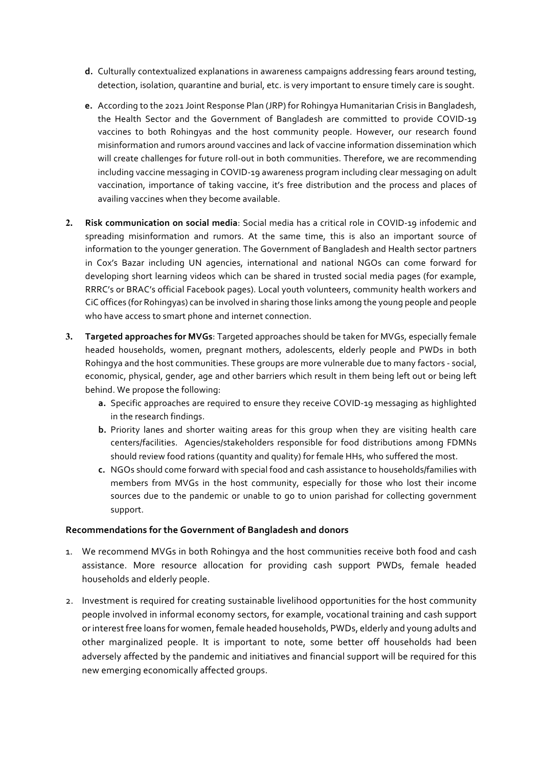d. Culturally contextualized explanations in awareness campaigns addressing fears around testing, detection, isolation, quarantine and burial, etc. is very important to ensure timely care is sought.

   e. According to the 2021 Joint Response Plan (JRP) for Rohingya Humanitarian Crisis in Bangladesh, the Health Sector and the Government of Bangladesh are committed to provide COVID-19 vaccines to both Rohingyas and the host community people. However, our research found misinformation and rumors around vaccines and lack of vaccine information dissemination which will create challenges for future roll-out in both communities. Therefore, we are recommending including vaccine messaging in COVID-19 awareness program including clear messaging on adult vaccination, importance of taking vaccine, it's free distribution and the process and places of availing vaccines when they become available.

2. **Risk communication on social media**: Social media has a critical role in COVID-19 infodemic and spreading misinformation and rumors. At the same time, this is also an important source of information to the younger generation. The Government of Bangladesh and Health sector partners in Cox's Bazar including UN agencies, international and national NGOs can come forward for developing short learning videos which can be shared in trusted social media pages (for example, RRRC's or BRAC's official Facebook pages). Local youth volunteers, community health workers and CiC offices (for Rohingyas) can be involved in sharing those links among the young people and people who have access to smart phone and internet connection.

3. **Targeted approaches for MVGs**: Targeted approaches should be taken for MVGs, especially female headed households, women, pregnant mothers, adolescents, elderly people and PWDs in both Rohingya and the host communities. These groups are more vulnerable due to many factors - social, economic, physical, gender, age and other barriers which result in them being left out or being left behind. We propose the following:
   a. Specific approaches are required to ensure they receive COVID-19 messaging as highlighted in the research findings.
   b. Priority lanes and shorter waiting areas for this group when they are visiting health care centers/facilities. Agencies/stakeholders responsible for food distributions among FDMNs should review food rations (quantity and quality) for female HHs, who suffered the most.
   c. NGOs should come forward with special food and cash assistance to households/families with members from MVGs in the host community, especially for those who lost their income sources due to the pandemic or unable to go to union parishad for collecting government support.

**Recommendations for the Government of Bangladesh and donors**

1. We recommend MVGs in both Rohingya and the host communities receive both food and cash assistance. More resource allocation for providing cash support PWDs, female headed households and elderly people.

2. Investment is required for creating sustainable livelihood opportunities for the host community people involved in informal economy sectors, for example, vocational training and cash support or interest free loans for women, female headed households, PWDs, elderly and young adults and other marginalized people. It is important to note, some better off households had been adversely affected by the pandemic and initiatives and financial support will be required for this new emerging economically affected groups.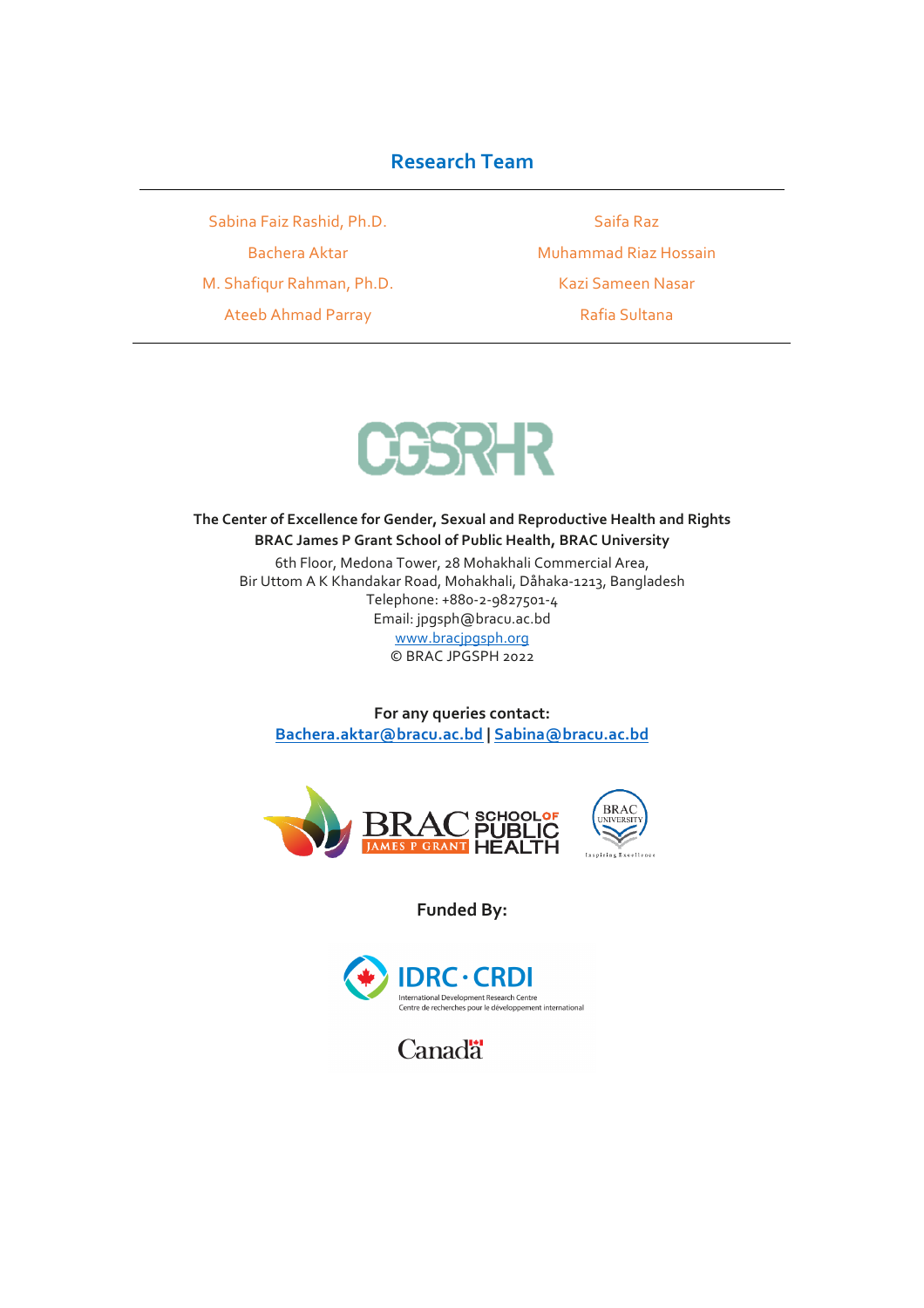## Research Team

Sabina Faiz Rashid, Ph.D.

Bachera Aktar

M. Shafiqur Rahman, Ph.D.

Ateeb Ahmad Parray

Saifa Raz

Muhammad Riaz Hossain

Kazi Sameen Nasar

Rafia Sultana

CGSRHR

**The Center of Excellence for Gender, Sexual and Reproductive Health and Rights**
**BRAC James P Grant School of Public Health, BRAC University**

6th Floor, Medona Tower, 28 Mohakhali Commercial Area,
Bir Uttom A K Khandakar Road, Mohakhali, Dåhaka-1213, Bangladesh
Telephone: +880-2-9827501-4
Email: jpgsph@bracu.ac.bd
www.bracjpgsph.org
© BRAC JPGSPH 2022

**For any queries contact:**
**Bachera.aktar@bracu.ac.bd | Sabina@bracu.ac.bd**

**Funded By:**